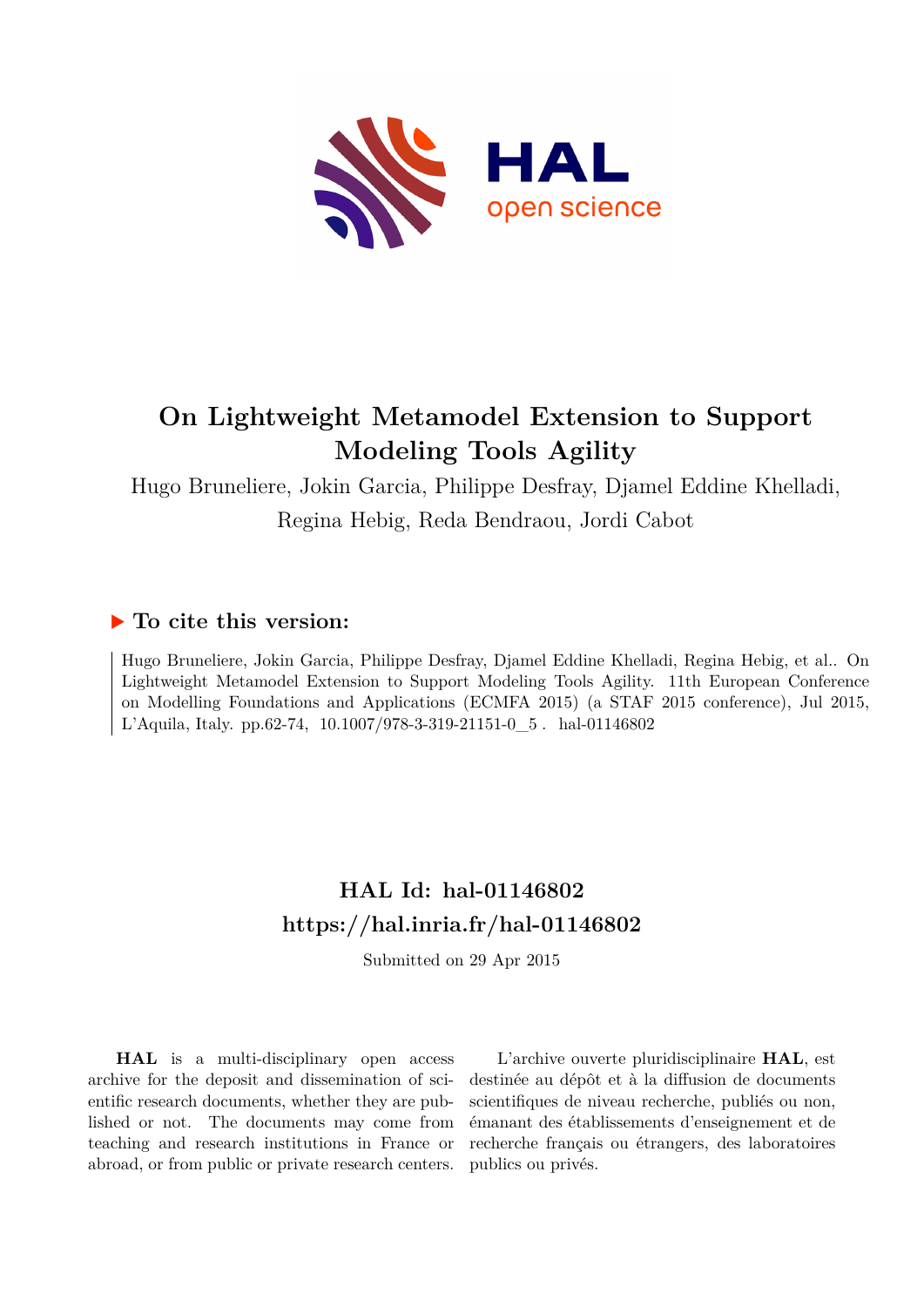# On Lightweight Metamodel Extension to Support Modeling Tools Agility

Hugo Bruneliere, Jokin Garcia, Philippe Desfray, Djamel Eddine Khelladi, Regina Hebig, Reda Bendraou, Jordi Cabot

## ▶ To cite this version:

Hugo Bruneliere, Jokin Garcia, Philippe Desfray, Djamel Eddine Khelladi, Regina Hebig, et al.. On Lightweight Metamodel Extension to Support Modeling Tools Agility. 11th European Conference on Modelling Foundations and Applications (ECMFA 2015) (a STAF 2015 conference), Jul 2015, L'Aquila, Italy. pp.62-74, 10.1007/978-3-319-21151-0_5 . hal-01146802

## HAL Id: hal-01146802

## https://hal.inria.fr/hal-01146802

Submitted on 29 Apr 2015

**HAL** is a multi-disciplinary open access archive for the deposit and dissemination of scientific research documents, whether they are published or not. The documents may come from teaching and research institutions in France or abroad, or from public or private research centers.

L'archive ouverte pluridisciplinaire **HAL**, est destinée au dépôt et à la diffusion de documents scientifiques de niveau recherche, publiés ou non, émanant des établissements d'enseignement et de recherche français ou étrangers, des laboratoires publics ou privés.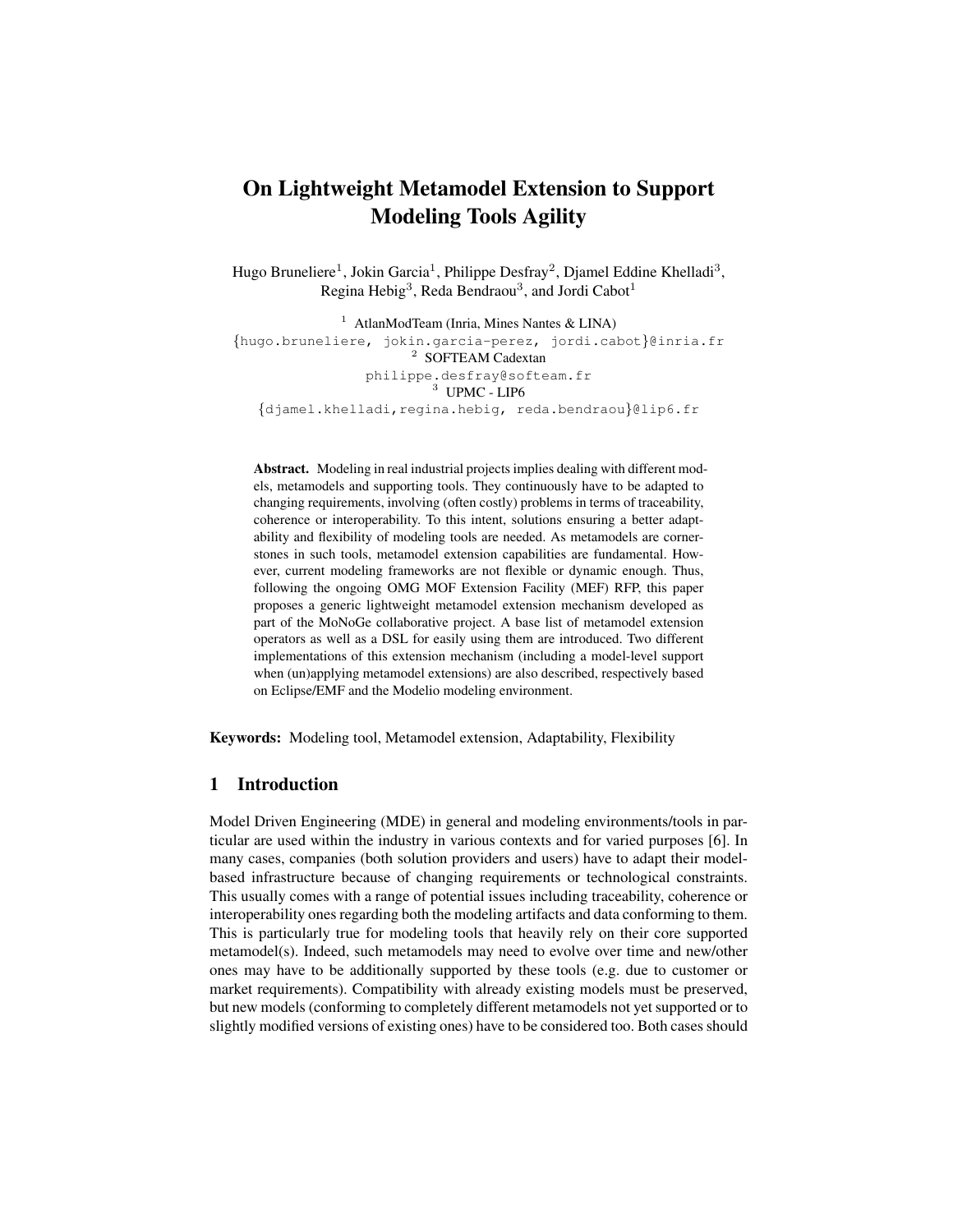# On Lightweight Metamodel Extension to Support Modeling Tools Agility

Hugo Bruneliere[1], Jokin Garcia[1], Philippe Desfray[2], Djamel Eddine Khelladi[3], Regina Hebig[3], Reda Bendraou[3], and Jordi Cabot[1]

[1] AtlanModTeam (Inria, Mines Nantes & LINA)
{hugo.bruneliere, jokin.garcia-perez, jordi.cabot}@inria.fr
[2] SOFTEAM Cadextan
philippe.desfray@softeam.fr
[3] UPMC - LIP6
{djamel.khelladi,regina.hebig, reda.bendraou}@lip6.fr

**Abstract.** Modeling in real industrial projects implies dealing with different models, metamodels and supporting tools. They continuously have to be adapted to changing requirements, involving (often costly) problems in terms of traceability, coherence or interoperability. To this intent, solutions ensuring a better adaptability and flexibility of modeling tools are needed. As metamodels are cornerstones in such tools, metamodel extension capabilities are fundamental. However, current modeling frameworks are not flexible or dynamic enough. Thus, following the ongoing OMG MOF Extension Facility (MEF) RFP, this paper proposes a generic lightweight metamodel extension mechanism developed as part of the MoNoGe collaborative project. A base list of metamodel extension operators as well as a DSL for easily using them are introduced. Two different implementations of this extension mechanism (including a model-level support when (un)applying metamodel extensions) are also described, respectively based on Eclipse/EMF and the Modelio modeling environment.

**Keywords:** Modeling tool, Metamodel extension, Adaptability, Flexibility

## 1 Introduction

Model Driven Engineering (MDE) in general and modeling environments/tools in particular are used within the industry in various contexts and for varied purposes [6]. In many cases, companies (both solution providers and users) have to adapt their model-based infrastructure because of changing requirements or technological constraints. This usually comes with a range of potential issues including traceability, coherence or interoperability ones regarding both the modeling artifacts and data conforming to them. This is particularly true for modeling tools that heavily rely on their core supported metamodel(s). Indeed, such metamodels may need to evolve over time and new/other ones may have to be additionally supported by these tools (e.g. due to customer or market requirements). Compatibility with already existing models must be preserved, but new models (conforming to completely different metamodels not yet supported or to slightly modified versions of existing ones) have to be considered too. Both cases should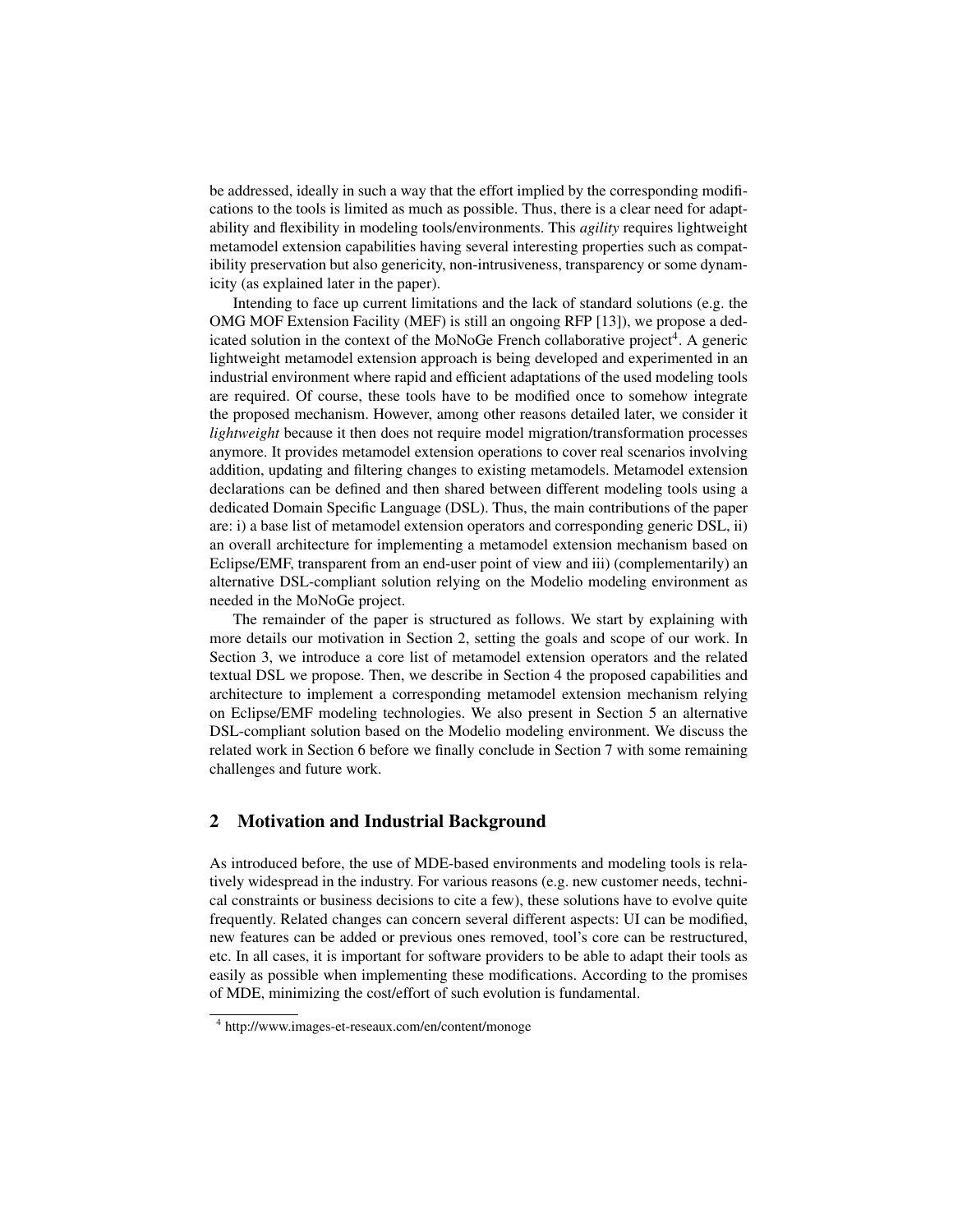be addressed, ideally in such a way that the effort implied by the corresponding modifications to the tools is limited as much as possible. Thus, there is a clear need for adaptability and flexibility in modeling tools/environments. This *agility* requires lightweight metamodel extension capabilities having several interesting properties such as compatibility preservation but also genericity, non-intrusiveness, transparency or some dynamicity (as explained later in the paper).

Intending to face up current limitations and the lack of standard solutions (e.g. the OMG MOF Extension Facility (MEF) is still an ongoing RFP [13]), we propose a dedicated solution in the context of the MoNoGe French collaborative project[4]. A generic lightweight metamodel extension approach is being developed and experimented in an industrial environment where rapid and efficient adaptations of the used modeling tools are required. Of course, these tools have to be modified once to somehow integrate the proposed mechanism. However, among other reasons detailed later, we consider it *lightweight* because it then does not require model migration/transformation processes anymore. It provides metamodel extension operations to cover real scenarios involving addition, updating and filtering changes to existing metamodels. Metamodel extension declarations can be defined and then shared between different modeling tools using a dedicated Domain Specific Language (DSL). Thus, the main contributions of the paper are: i) a base list of metamodel extension operators and corresponding generic DSL, ii) an overall architecture for implementing a metamodel extension mechanism based on Eclipse/EMF, transparent from an end-user point of view and iii) (complementarily) an alternative DSL-compliant solution relying on the Modelio modeling environment as needed in the MoNoGe project.

The remainder of the paper is structured as follows. We start by explaining with more details our motivation in Section 2, setting the goals and scope of our work. In Section 3, we introduce a core list of metamodel extension operators and the related textual DSL we propose. Then, we describe in Section 4 the proposed capabilities and architecture to implement a corresponding metamodel extension mechanism relying on Eclipse/EMF modeling technologies. We also present in Section 5 an alternative DSL-compliant solution based on the Modelio modeling environment. We discuss the related work in Section 6 before we finally conclude in Section 7 with some remaining challenges and future work.

## 2 Motivation and Industrial Background

As introduced before, the use of MDE-based environments and modeling tools is relatively widespread in the industry. For various reasons (e.g. new customer needs, technical constraints or business decisions to cite a few), these solutions have to evolve quite frequently. Related changes can concern several different aspects: UI can be modified, new features can be added or previous ones removed, tool's core can be restructured, etc. In all cases, it is important for software providers to be able to adapt their tools as easily as possible when implementing these modifications. According to the promises of MDE, minimizing the cost/effort of such evolution is fundamental.

[4] http://www.images-et-reseaux.com/en/content/monoge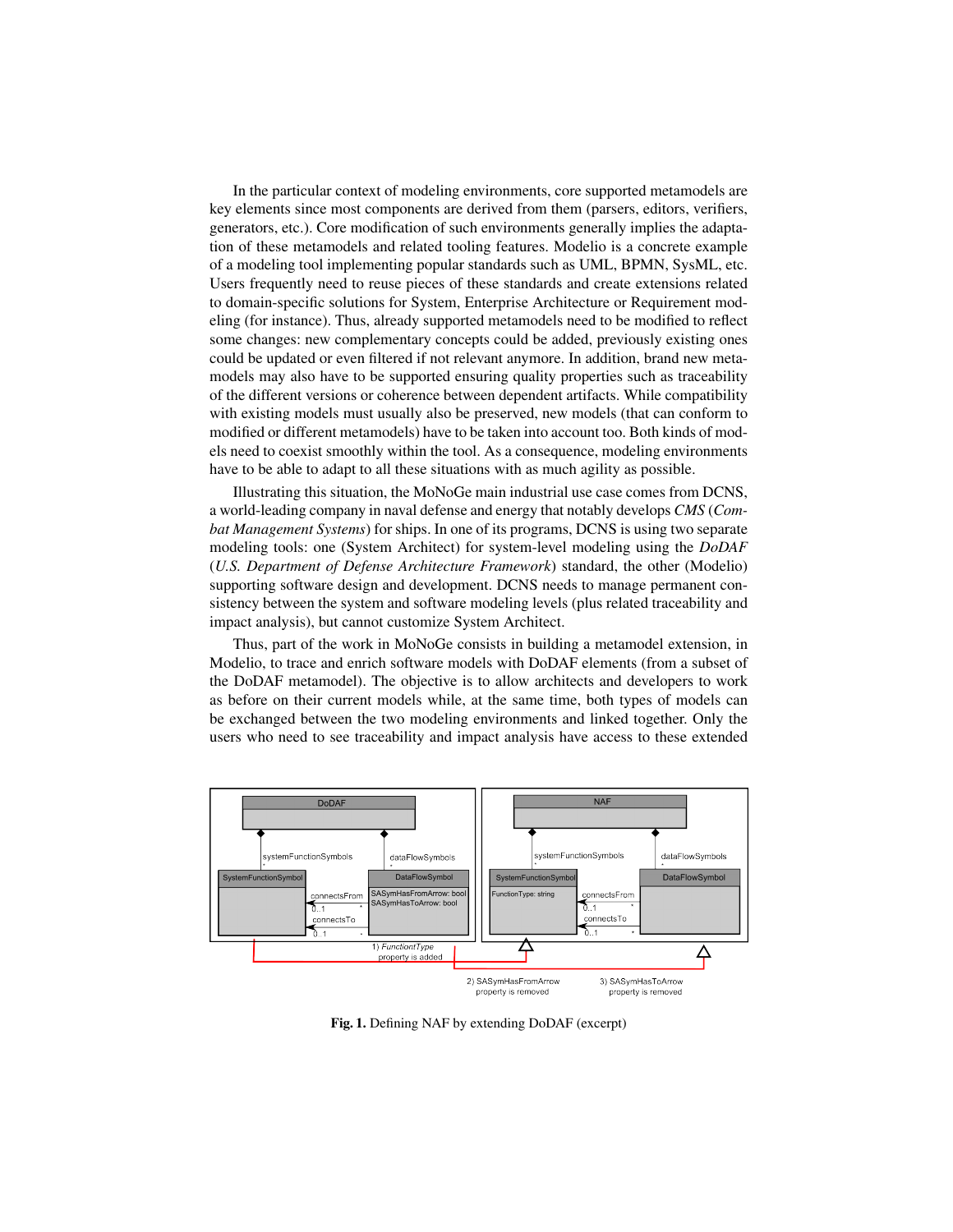In the particular context of modeling environments, core supported metamodels are key elements since most components are derived from them (parsers, editors, verifiers, generators, etc.). Core modification of such environments generally implies the adaptation of these metamodels and related tooling features. Modelio is a concrete example of a modeling tool implementing popular standards such as UML, BPMN, SysML, etc. Users frequently need to reuse pieces of these standards and create extensions related to domain-specific solutions for System, Enterprise Architecture or Requirement modeling (for instance). Thus, already supported metamodels need to be modified to reflect some changes: new complementary concepts could be added, previously existing ones could be updated or even filtered if not relevant anymore. In addition, brand new metamodels may also have to be supported ensuring quality properties such as traceability of the different versions or coherence between dependent artifacts. While compatibility with existing models must usually also be preserved, new models (that can conform to modified or different metamodels) have to be taken into account too. Both kinds of models need to coexist smoothly within the tool. As a consequence, modeling environments have to be able to adapt to all these situations with as much agility as possible.

Illustrating this situation, the MoNoGe main industrial use case comes from DCNS, a world-leading company in naval defense and energy that notably develops *CMS* (*Combat Management Systems*) for ships. In one of its programs, DCNS is using two separate modeling tools: one (System Architect) for system-level modeling using the *DoDAF* (*U.S. Department of Defense Architecture Framework*) standard, the other (Modelio) supporting software design and development. DCNS needs to manage permanent consistency between the system and software modeling levels (plus related traceability and impact analysis), but cannot customize System Architect.

Thus, part of the work in MoNoGe consists in building a metamodel extension, in Modelio, to trace and enrich software models with DoDAF elements (from a subset of the DoDAF metamodel). The objective is to allow architects and developers to work as before on their current models while, at the same time, both types of models can be exchanged between the two modeling environments and linked together. Only the users who need to see traceability and impact analysis have access to these extended

**Fig. 1.** Defining NAF by extending DoDAF (excerpt)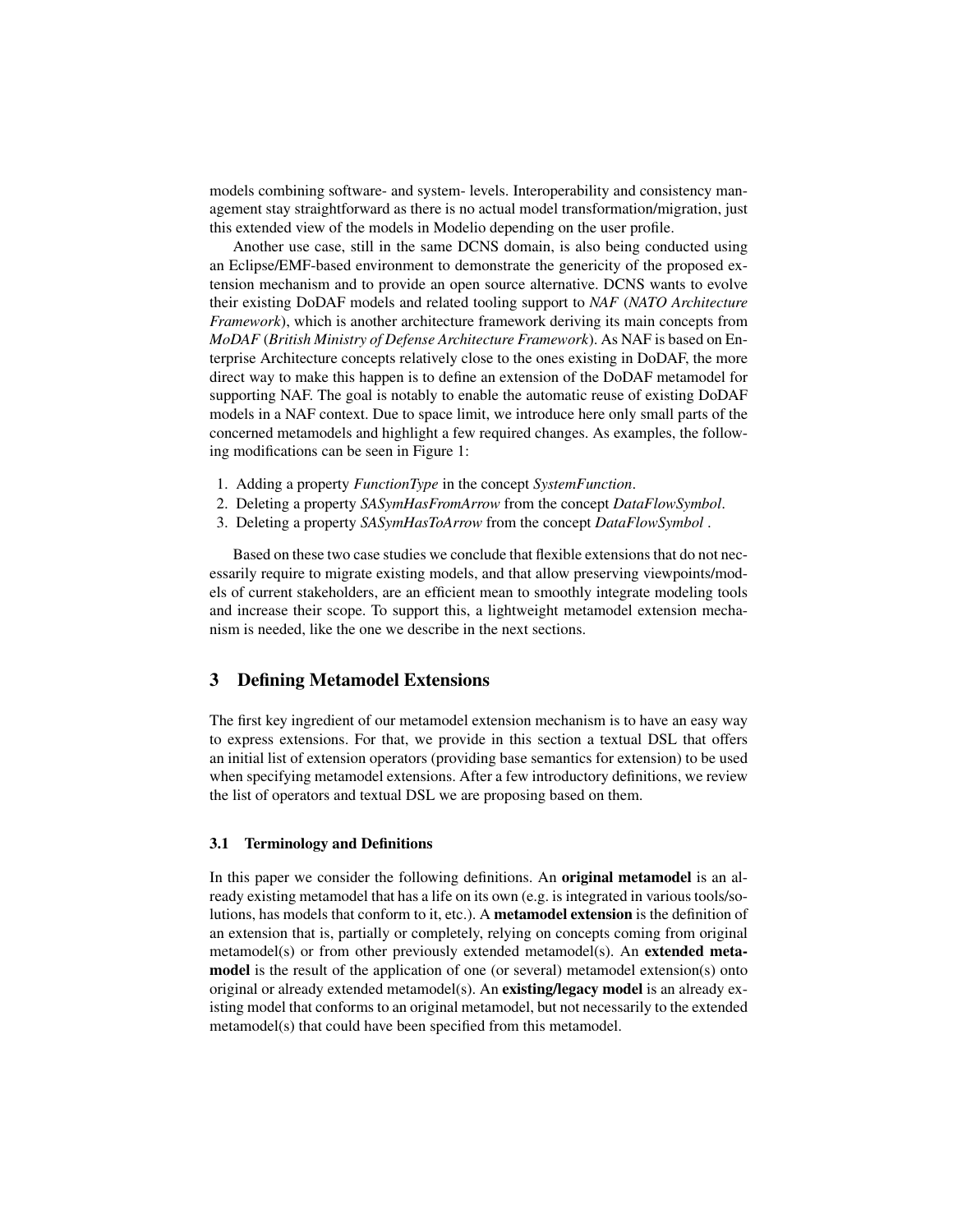models combining software- and system- levels. Interoperability and consistency management stay straightforward as there is no actual model transformation/migration, just this extended view of the models in Modelio depending on the user profile.

Another use case, still in the same DCNS domain, is also being conducted using an Eclipse/EMF-based environment to demonstrate the genericity of the proposed extension mechanism and to provide an open source alternative. DCNS wants to evolve their existing DoDAF models and related tooling support to *NAF* (*NATO Architecture Framework*), which is another architecture framework deriving its main concepts from *MoDAF* (*British Ministry of Defense Architecture Framework*). As NAF is based on Enterprise Architecture concepts relatively close to the ones existing in DoDAF, the more direct way to make this happen is to define an extension of the DoDAF metamodel for supporting NAF. The goal is notably to enable the automatic reuse of existing DoDAF models in a NAF context. Due to space limit, we introduce here only small parts of the concerned metamodels and highlight a few required changes. As examples, the following modifications can be seen in Figure 1:

1. Adding a property *FunctionType* in the concept *SystemFunction*.
2. Deleting a property *SASymHasFromArrow* from the concept *DataFlowSymbol*.
3. Deleting a property *SASymHasToArrow* from the concept *DataFlowSymbol* .

Based on these two case studies we conclude that flexible extensions that do not necessarily require to migrate existing models, and that allow preserving viewpoints/models of current stakeholders, are an efficient mean to smoothly integrate modeling tools and increase their scope. To support this, a lightweight metamodel extension mechanism is needed, like the one we describe in the next sections.

## 3 Defining Metamodel Extensions

The first key ingredient of our metamodel extension mechanism is to have an easy way to express extensions. For that, we provide in this section a textual DSL that offers an initial list of extension operators (providing base semantics for extension) to be used when specifying metamodel extensions. After a few introductory definitions, we review the list of operators and textual DSL we are proposing based on them.

### 3.1 Terminology and Definitions

In this paper we consider the following definitions. An **original metamodel** is an already existing metamodel that has a life on its own (e.g. is integrated in various tools/solutions, has models that conform to it, etc.). A **metamodel extension** is the definition of an extension that is, partially or completely, relying on concepts coming from original metamodel(s) or from other previously extended metamodel(s). An **extended metamodel** is the result of the application of one (or several) metamodel extension(s) onto original or already extended metamodel(s). An **existing/legacy model** is an already existing model that conforms to an original metamodel, but not necessarily to the extended metamodel(s) that could have been specified from this metamodel.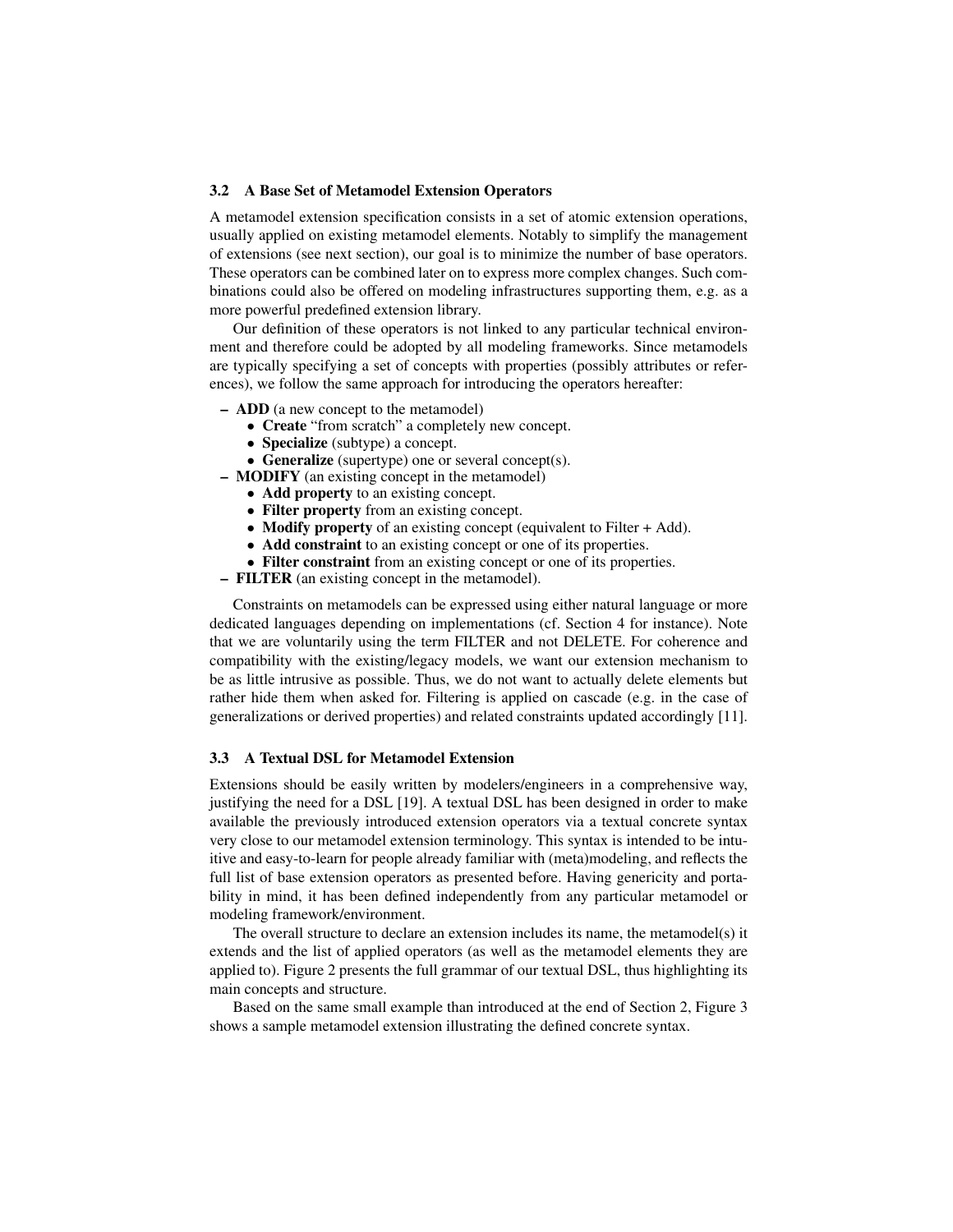### 3.2 A Base Set of Metamodel Extension Operators

A metamodel extension specification consists in a set of atomic extension operations, usually applied on existing metamodel elements. Notably to simplify the management of extensions (see next section), our goal is to minimize the number of base operators. These operators can be combined later on to express more complex changes. Such combinations could also be offered on modeling infrastructures supporting them, e.g. as a more powerful predefined extension library.

Our definition of these operators is not linked to any particular technical environment and therefore could be adopted by all modeling frameworks. Since metamodels are typically specifying a set of concepts with properties (possibly attributes or references), we follow the same approach for introducing the operators hereafter:

- **ADD** (a new concept to the metamodel)
  - **Create** "from scratch" a completely new concept.
  - **Specialize** (subtype) a concept.
  - **Generalize** (supertype) one or several concept(s).
- **MODIFY** (an existing concept in the metamodel)
  - **Add property** to an existing concept.
  - **Filter property** from an existing concept.
  - **Modify property** of an existing concept (equivalent to Filter + Add).
  - **Add constraint** to an existing concept or one of its properties.
  - **Filter constraint** from an existing concept or one of its properties.
- **FILTER** (an existing concept in the metamodel).

Constraints on metamodels can be expressed using either natural language or more dedicated languages depending on implementations (cf. Section 4 for instance). Note that we are voluntarily using the term FILTER and not DELETE. For coherence and compatibility with the existing/legacy models, we want our extension mechanism to be as little intrusive as possible. Thus, we do not want to actually delete elements but rather hide them when asked for. Filtering is applied on cascade (e.g. in the case of generalizations or derived properties) and related constraints updated accordingly [11].

### 3.3 A Textual DSL for Metamodel Extension

Extensions should be easily written by modelers/engineers in a comprehensive way, justifying the need for a DSL [19]. A textual DSL has been designed in order to make available the previously introduced extension operators via a textual concrete syntax very close to our metamodel extension terminology. This syntax is intended to be intuitive and easy-to-learn for people already familiar with (meta)modeling, and reflects the full list of base extension operators as presented before. Having genericity and portability in mind, it has been defined independently from any particular metamodel or modeling framework/environment.

The overall structure to declare an extension includes its name, the metamodel(s) it extends and the list of applied operators (as well as the metamodel elements they are applied to). Figure 2 presents the full grammar of our textual DSL, thus highlighting its main concepts and structure.

Based on the same small example than introduced at the end of Section 2, Figure 3 shows a sample metamodel extension illustrating the defined concrete syntax.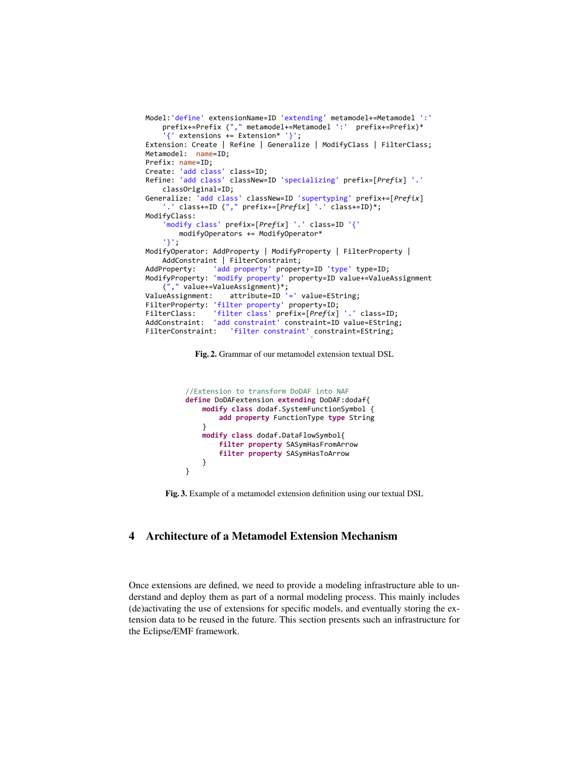```
Model:'define' extensionName=ID 'extending' metamodel+=Metamodel ':'
    prefix+=Prefix ("," metamodel+=Metamodel ':'  prefix+=Prefix)*
    '{' extensions += Extension* '}';
Extension: Create | Refine | Generalize | ModifyClass | FilterClass;
Metamodel:  name=ID;
Prefix: name=ID;
Create: 'add class' class=ID;
Refine: 'add class' classNew=ID 'specializing' prefix=[Prefix] '.'
    classOriginal=ID;
Generalize: 'add class' classNew=ID 'supertyping' prefix+=[Prefix]
    '.' class+=ID ("," prefix+=[Prefix] '.' class+=ID)*;
ModifyClass:
    'modify class' prefix=[Prefix] '.' class=ID '{'
        modifyOperators += ModifyOperator*
    '}';
ModifyOperator: AddProperty | ModifyProperty | FilterProperty |
    AddConstraint | FilterConstraint;
AddProperty:    'add property' property=ID 'type' type=ID;
ModifyProperty: 'modify property' property=ID value+=ValueAssignment
    ("," value+=ValueAssignment)*;
ValueAssignment:    attribute=ID '=' value=EString;
FilterProperty: 'filter property' property=ID;
FilterClass:    'filter class' prefix=[Prefix] '.' class=ID;
AddConstraint:  'add constraint' constraint=ID value=EString;
FilterConstraint:   'filter constraint' constraint=EString;
```

**Fig. 2.** Grammar of our metamodel extension textual DSL

```
//Extension to transform DoDAF into NAF
define DoDAFextension extending DoDAF:dodaf{
    modify class dodaf.SystemFunctionSymbol {
        add property FunctionType type String
    }
    modify class dodaf.DataFlowSymbol{
        filter property SASymHasFromArrow
        filter property SASymHasToArrow
    }
}
```

**Fig. 3.** Example of a metamodel extension definition using our textual DSL

## 4 Architecture of a Metamodel Extension Mechanism

Once extensions are defined, we need to provide a modeling infrastructure able to understand and deploy them as part of a normal modeling process. This mainly includes (de)activating the use of extensions for specific models, and eventually storing the extension data to be reused in the future. This section presents such an infrastructure for the Eclipse/EMF framework.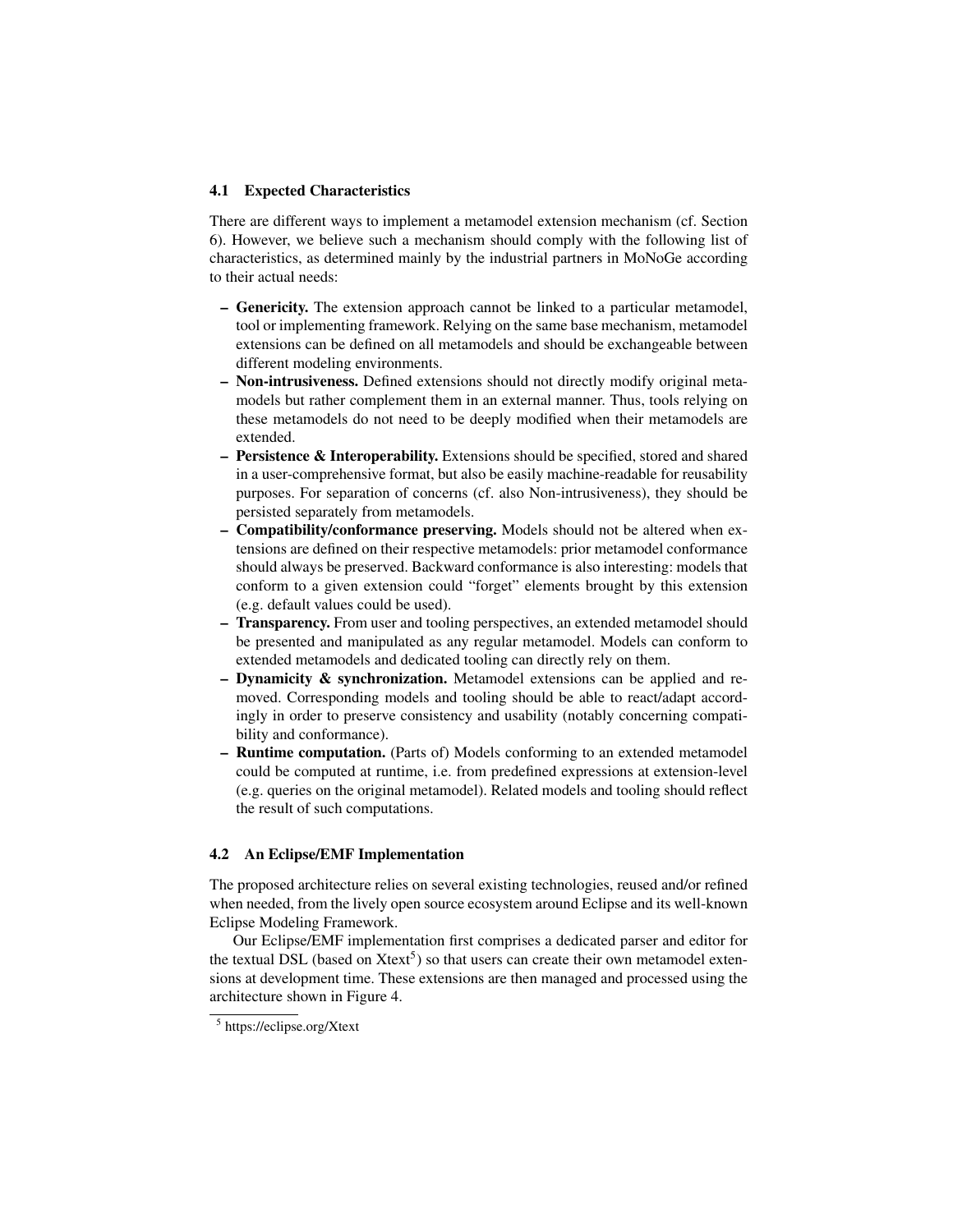### 4.1 Expected Characteristics

There are different ways to implement a metamodel extension mechanism (cf. Section 6). However, we believe such a mechanism should comply with the following list of characteristics, as determined mainly by the industrial partners in MoNoGe according to their actual needs:

- **Genericity.** The extension approach cannot be linked to a particular metamodel, tool or implementing framework. Relying on the same base mechanism, metamodel extensions can be defined on all metamodels and should be exchangeable between different modeling environments.
- **Non-intrusiveness.** Defined extensions should not directly modify original metamodels but rather complement them in an external manner. Thus, tools relying on these metamodels do not need to be deeply modified when their metamodels are extended.
- **Persistence & Interoperability.** Extensions should be specified, stored and shared in a user-comprehensive format, but also be easily machine-readable for reusability purposes. For separation of concerns (cf. also Non-intrusiveness), they should be persisted separately from metamodels.
- **Compatibility/conformance preserving.** Models should not be altered when extensions are defined on their respective metamodels: prior metamodel conformance should always be preserved. Backward conformance is also interesting: models that conform to a given extension could "forget" elements brought by this extension (e.g. default values could be used).
- **Transparency.** From user and tooling perspectives, an extended metamodel should be presented and manipulated as any regular metamodel. Models can conform to extended metamodels and dedicated tooling can directly rely on them.
- **Dynamicity & synchronization.** Metamodel extensions can be applied and removed. Corresponding models and tooling should be able to react/adapt accordingly in order to preserve consistency and usability (notably concerning compatibility and conformance).
- **Runtime computation.** (Parts of) Models conforming to an extended metamodel could be computed at runtime, i.e. from predefined expressions at extension-level (e.g. queries on the original metamodel). Related models and tooling should reflect the result of such computations.

### 4.2 An Eclipse/EMF Implementation

The proposed architecture relies on several existing technologies, reused and/or refined when needed, from the lively open source ecosystem around Eclipse and its well-known Eclipse Modeling Framework.

Our Eclipse/EMF implementation first comprises a dedicated parser and editor for the textual DSL (based on Xtext[5]) so that users can create their own metamodel extensions at development time. These extensions are then managed and processed using the architecture shown in Figure 4.

[5] https://eclipse.org/Xtext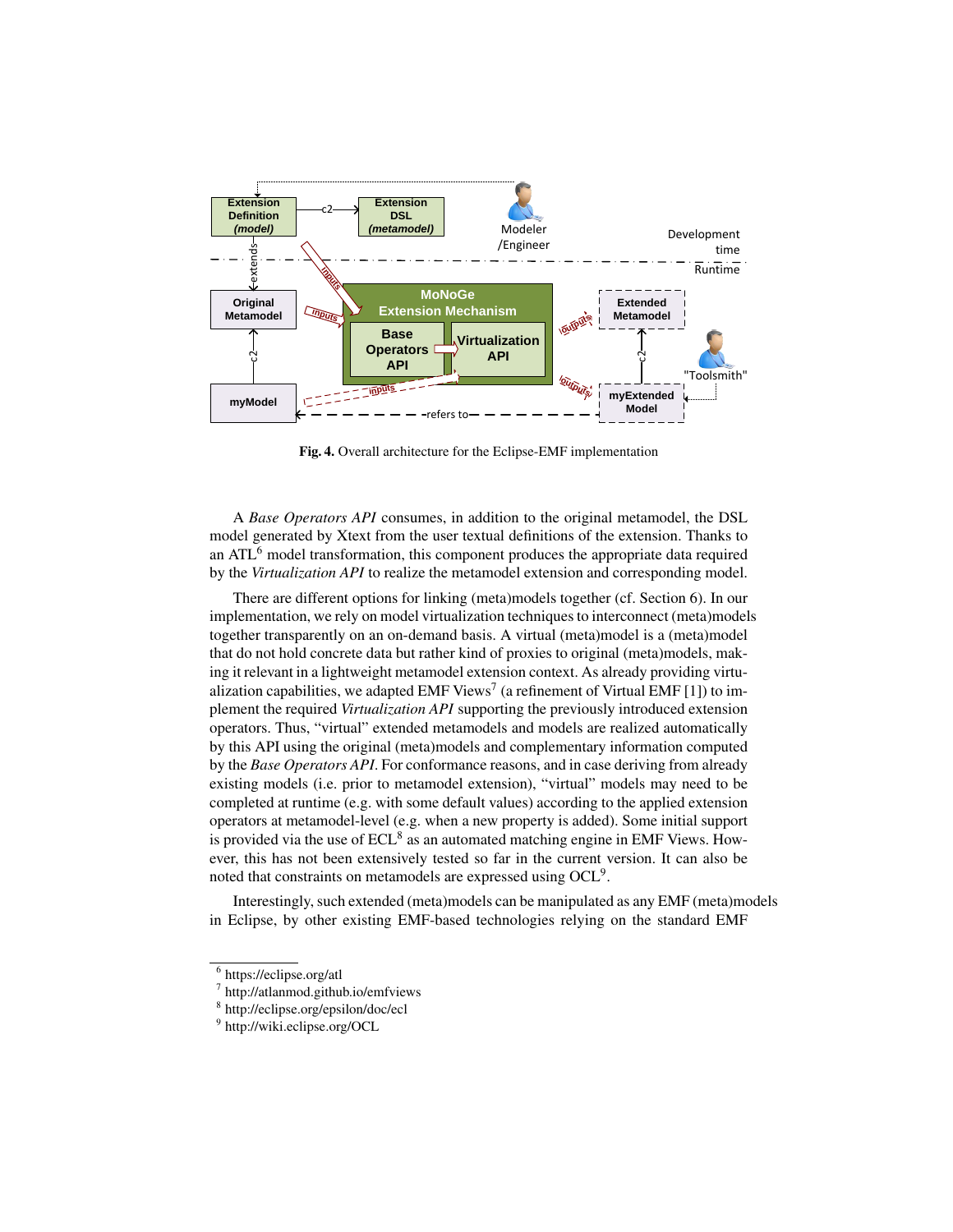Fig. 4. Overall architecture for the Eclipse-EMF implementation

A *Base Operators API* consumes, in addition to the original metamodel, the DSL model generated by Xtext from the user textual definitions of the extension. Thanks to an ATL[6] model transformation, this component produces the appropriate data required by the *Virtualization API* to realize the metamodel extension and corresponding model.

There are different options for linking (meta)models together (cf. Section 6). In our implementation, we rely on model virtualization techniques to interconnect (meta)models together transparently on an on-demand basis. A virtual (meta)model is a (meta)model that do not hold concrete data but rather kind of proxies to original (meta)models, making it relevant in a lightweight metamodel extension context. As already providing virtualization capabilities, we adapted EMF Views[7] (a refinement of Virtual EMF [1]) to implement the required *Virtualization API* supporting the previously introduced extension operators. Thus, "virtual" extended metamodels and models are realized automatically by this API using the original (meta)models and complementary information computed by the *Base Operators API*. For conformance reasons, and in case deriving from already existing models (i.e. prior to metamodel extension), "virtual" models may need to be completed at runtime (e.g. with some default values) according to the applied extension operators at metamodel-level (e.g. when a new property is added). Some initial support is provided via the use of ECL[8] as an automated matching engine in EMF Views. However, this has not been extensively tested so far in the current version. It can also be noted that constraints on metamodels are expressed using OCL[9].

Interestingly, such extended (meta)models can be manipulated as any EMF (meta)models in Eclipse, by other existing EMF-based technologies relying on the standard EMF

[6] https://eclipse.org/atl

[7] http://atlanmod.github.io/emfviews

[8] http://eclipse.org/epsilon/doc/ecl

[9] http://wiki.eclipse.org/OCL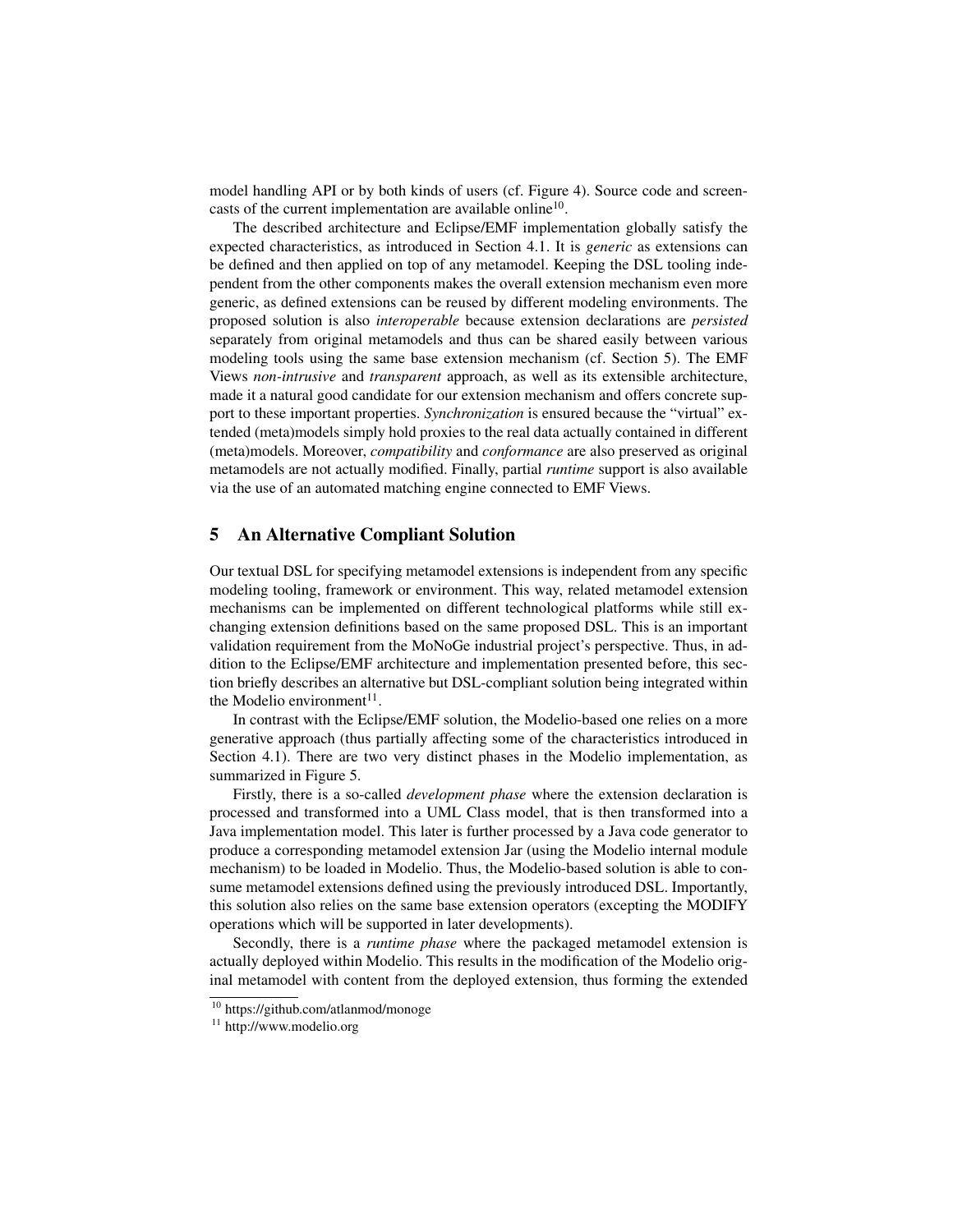model handling API or by both kinds of users (cf. Figure 4). Source code and screencasts of the current implementation are available online[10].

The described architecture and Eclipse/EMF implementation globally satisfy the expected characteristics, as introduced in Section 4.1. It is *generic* as extensions can be defined and then applied on top of any metamodel. Keeping the DSL tooling independent from the other components makes the overall extension mechanism even more generic, as defined extensions can be reused by different modeling environments. The proposed solution is also *interoperable* because extension declarations are *persisted* separately from original metamodels and thus can be shared easily between various modeling tools using the same base extension mechanism (cf. Section 5). The EMF Views *non-intrusive* and *transparent* approach, as well as its extensible architecture, made it a natural good candidate for our extension mechanism and offers concrete support to these important properties. *Synchronization* is ensured because the "virtual" extended (meta)models simply hold proxies to the real data actually contained in different (meta)models. Moreover, *compatibility* and *conformance* are also preserved as original metamodels are not actually modified. Finally, partial *runtime* support is also available via the use of an automated matching engine connected to EMF Views.

## 5 An Alternative Compliant Solution

Our textual DSL for specifying metamodel extensions is independent from any specific modeling tooling, framework or environment. This way, related metamodel extension mechanisms can be implemented on different technological platforms while still exchanging extension definitions based on the same proposed DSL. This is an important validation requirement from the MoNoGe industrial project's perspective. Thus, in addition to the Eclipse/EMF architecture and implementation presented before, this section briefly describes an alternative but DSL-compliant solution being integrated within the Modelio environment[11].

In contrast with the Eclipse/EMF solution, the Modelio-based one relies on a more generative approach (thus partially affecting some of the characteristics introduced in Section 4.1). There are two very distinct phases in the Modelio implementation, as summarized in Figure 5.

Firstly, there is a so-called *development phase* where the extension declaration is processed and transformed into a UML Class model, that is then transformed into a Java implementation model. This later is further processed by a Java code generator to produce a corresponding metamodel extension Jar (using the Modelio internal module mechanism) to be loaded in Modelio. Thus, the Modelio-based solution is able to consume metamodel extensions defined using the previously introduced DSL. Importantly, this solution also relies on the same base extension operators (excepting the MODIFY operations which will be supported in later developments).

Secondly, there is a *runtime phase* where the packaged metamodel extension is actually deployed within Modelio. This results in the modification of the Modelio original metamodel with content from the deployed extension, thus forming the extended

[10] https://github.com/atlanmod/monoge

[11] http://www.modelio.org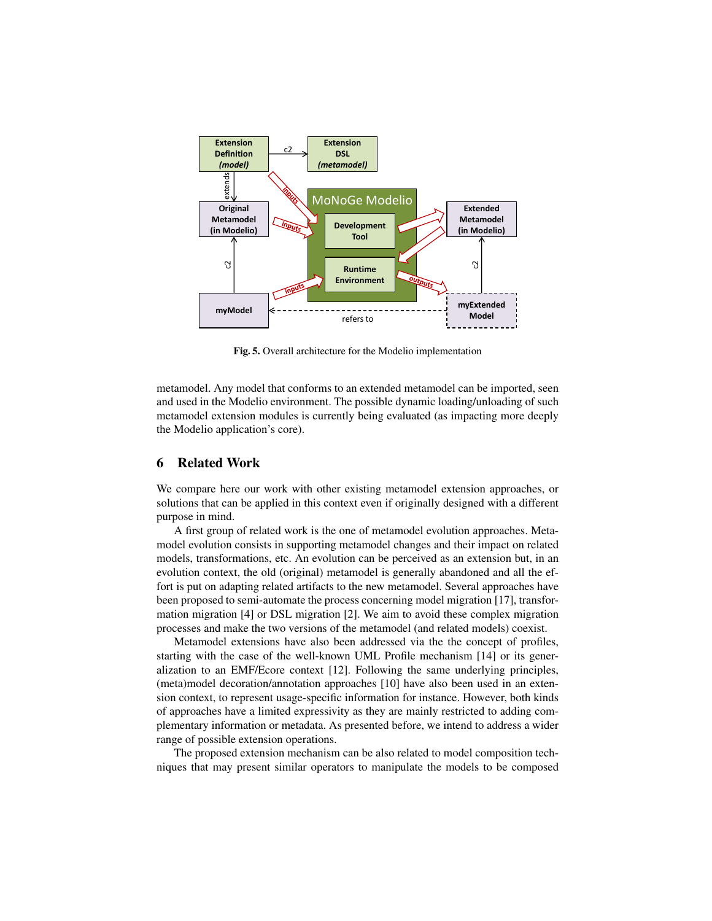Fig. 5. Overall architecture for the Modelio implementation

metamodel. Any model that conforms to an extended metamodel can be imported, seen and used in the Modelio environment. The possible dynamic loading/unloading of such metamodel extension modules is currently being evaluated (as impacting more deeply the Modelio application's core).

## 6 Related Work

We compare here our work with other existing metamodel extension approaches, or solutions that can be applied in this context even if originally designed with a different purpose in mind.

A first group of related work is the one of metamodel evolution approaches. Metamodel evolution consists in supporting metamodel changes and their impact on related models, transformations, etc. An evolution can be perceived as an extension but, in an evolution context, the old (original) metamodel is generally abandoned and all the effort is put on adapting related artifacts to the new metamodel. Several approaches have been proposed to semi-automate the process concerning model migration [17], transformation migration [4] or DSL migration [2]. We aim to avoid these complex migration processes and make the two versions of the metamodel (and related models) coexist.

Metamodel extensions have also been addressed via the the concept of profiles, starting with the case of the well-known UML Profile mechanism [14] or its generalization to an EMF/Ecore context [12]. Following the same underlying principles, (meta)model decoration/annotation approaches [10] have also been used in an extension context, to represent usage-specific information for instance. However, both kinds of approaches have a limited expressivity as they are mainly restricted to adding complementary information or metadata. As presented before, we intend to address a wider range of possible extension operations.

The proposed extension mechanism can be also related to model composition techniques that may present similar operators to manipulate the models to be composed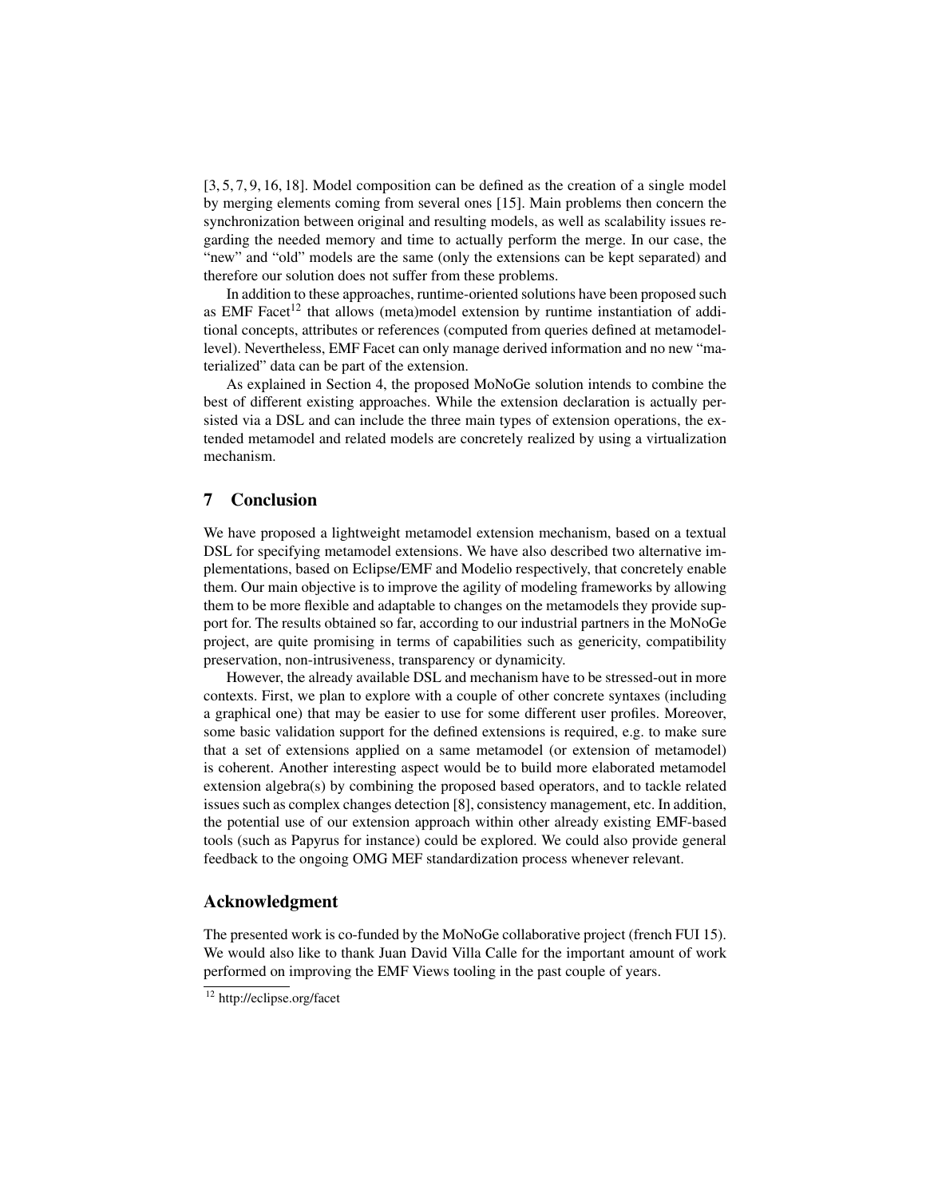[3, 5, 7, 9, 16, 18]. Model composition can be defined as the creation of a single model by merging elements coming from several ones [15]. Main problems then concern the synchronization between original and resulting models, as well as scalability issues regarding the needed memory and time to actually perform the merge. In our case, the "new" and "old" models are the same (only the extensions can be kept separated) and therefore our solution does not suffer from these problems.

In addition to these approaches, runtime-oriented solutions have been proposed such as EMF Facet[12] that allows (meta)model extension by runtime instantiation of additional concepts, attributes or references (computed from queries defined at metamodel-level). Nevertheless, EMF Facet can only manage derived information and no new "materialized" data can be part of the extension.

As explained in Section 4, the proposed MoNoGe solution intends to combine the best of different existing approaches. While the extension declaration is actually persisted via a DSL and can include the three main types of extension operations, the extended metamodel and related models are concretely realized by using a virtualization mechanism.

## 7 Conclusion

We have proposed a lightweight metamodel extension mechanism, based on a textual DSL for specifying metamodel extensions. We have also described two alternative implementations, based on Eclipse/EMF and Modelio respectively, that concretely enable them. Our main objective is to improve the agility of modeling frameworks by allowing them to be more flexible and adaptable to changes on the metamodels they provide support for. The results obtained so far, according to our industrial partners in the MoNoGe project, are quite promising in terms of capabilities such as genericity, compatibility preservation, non-intrusiveness, transparency or dynamicity.

However, the already available DSL and mechanism have to be stressed-out in more contexts. First, we plan to explore with a couple of other concrete syntaxes (including a graphical one) that may be easier to use for some different user profiles. Moreover, some basic validation support for the defined extensions is required, e.g. to make sure that a set of extensions applied on a same metamodel (or extension of metamodel) is coherent. Another interesting aspect would be to build more elaborated metamodel extension algebra(s) by combining the proposed based operators, and to tackle related issues such as complex changes detection [8], consistency management, etc. In addition, the potential use of our extension approach within other already existing EMF-based tools (such as Papyrus for instance) could be explored. We could also provide general feedback to the ongoing OMG MEF standardization process whenever relevant.

## Acknowledgment

The presented work is co-funded by the MoNoGe collaborative project (french FUI 15). We would also like to thank Juan David Villa Calle for the important amount of work performed on improving the EMF Views tooling in the past couple of years.

---

[12] http://eclipse.org/facet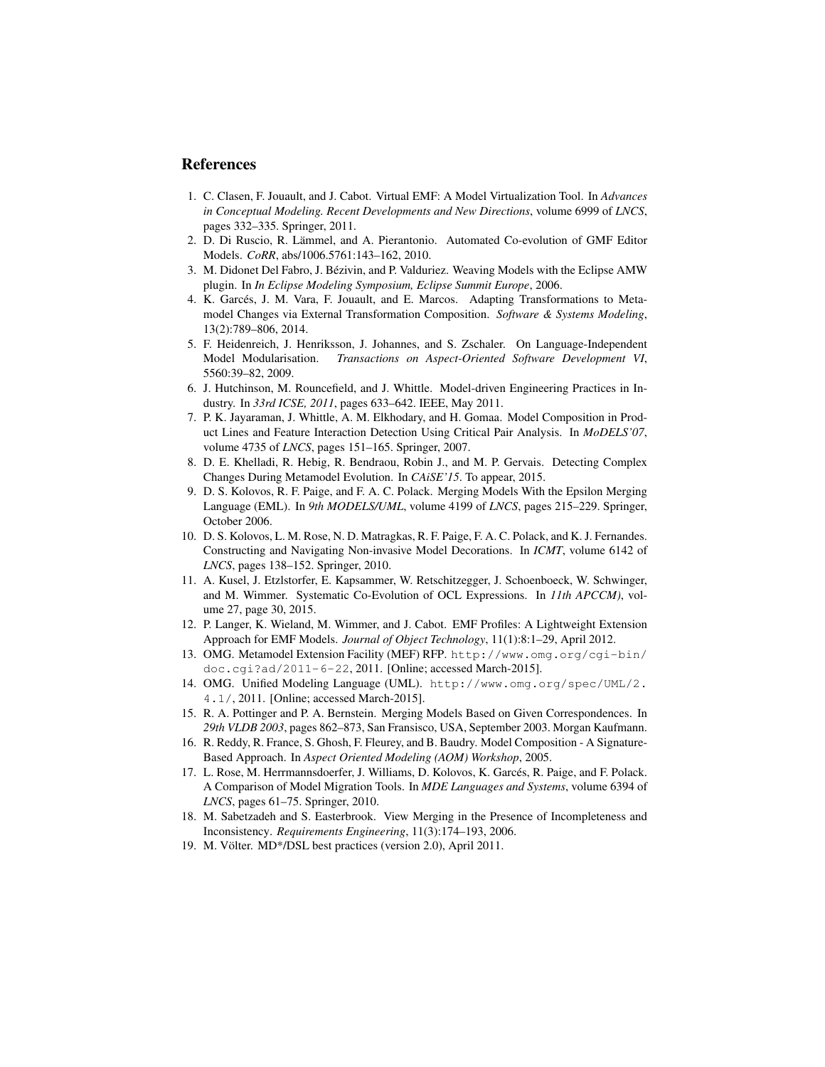## References

1. C. Clasen, F. Jouault, and J. Cabot. Virtual EMF: A Model Virtualization Tool. In *Advances in Conceptual Modeling. Recent Developments and New Directions*, volume 6999 of *LNCS*, pages 332–335. Springer, 2011.
2. D. Di Ruscio, R. Lämmel, and A. Pierantonio. Automated Co-evolution of GMF Editor Models. *CoRR*, abs/1006.5761:143–162, 2010.
3. M. Didonet Del Fabro, J. Bézivin, and P. Valduriez. Weaving Models with the Eclipse AMW plugin. In *In Eclipse Modeling Symposium, Eclipse Summit Europe*, 2006.
4. K. Garcés, J. M. Vara, F. Jouault, and E. Marcos. Adapting Transformations to Metamodel Changes via External Transformation Composition. *Software & Systems Modeling*, 13(2):789–806, 2014.
5. F. Heidenreich, J. Henriksson, J. Johannes, and S. Zschaler. On Language-Independent Model Modularisation. *Transactions on Aspect-Oriented Software Development VI*, 5560:39–82, 2009.
6. J. Hutchinson, M. Rouncefield, and J. Whittle. Model-driven Engineering Practices in Industry. In *33rd ICSE, 2011*, pages 633–642. IEEE, May 2011.
7. P. K. Jayaraman, J. Whittle, A. M. Elkhodary, and H. Gomaa. Model Composition in Product Lines and Feature Interaction Detection Using Critical Pair Analysis. In *MoDELS'07*, volume 4735 of *LNCS*, pages 151–165. Springer, 2007.
8. D. E. Khelladi, R. Hebig, R. Bendraou, Robin J., and M. P. Gervais. Detecting Complex Changes During Metamodel Evolution. In *CAiSE'15*. To appear, 2015.
9. D. S. Kolovos, R. F. Paige, and F. A. C. Polack. Merging Models With the Epsilon Merging Language (EML). In *9th MODELS/UML*, volume 4199 of *LNCS*, pages 215–229. Springer, October 2006.
10. D. S. Kolovos, L. M. Rose, N. D. Matragkas, R. F. Paige, F. A. C. Polack, and K. J. Fernandes. Constructing and Navigating Non-invasive Model Decorations. In *ICMT*, volume 6142 of *LNCS*, pages 138–152. Springer, 2010.
11. A. Kusel, J. Etzlstorfer, E. Kapsammer, W. Retschitzegger, J. Schoenboeck, W. Schwinger, and M. Wimmer. Systematic Co-Evolution of OCL Expressions. In *11th APCCM)*, volume 27, page 30, 2015.
12. P. Langer, K. Wieland, M. Wimmer, and J. Cabot. EMF Profiles: A Lightweight Extension Approach for EMF Models. *Journal of Object Technology*, 11(1):8:1–29, April 2012.
13. OMG. Metamodel Extension Facility (MEF) RFP. `http://www.omg.org/cgi-bin/doc.cgi?ad/2011-6-22`, 2011. [Online; accessed March-2015].
14. OMG. Unified Modeling Language (UML). `http://www.omg.org/spec/UML/2.4.1/`, 2011. [Online; accessed March-2015].
15. R. A. Pottinger and P. A. Bernstein. Merging Models Based on Given Correspondences. In *29th VLDB 2003*, pages 862–873, San Fransisco, USA, September 2003. Morgan Kaufmann.
16. R. Reddy, R. France, S. Ghosh, F. Fleurey, and B. Baudry. Model Composition - A Signature-Based Approach. In *Aspect Oriented Modeling (AOM) Workshop*, 2005.
17. L. Rose, M. Herrmannsdoerfer, J. Williams, D. Kolovos, K. Garcés, R. Paige, and F. Polack. A Comparison of Model Migration Tools. In *MDE Languages and Systems*, volume 6394 of *LNCS*, pages 61–75. Springer, 2010.
18. M. Sabetzadeh and S. Easterbrook. View Merging in the Presence of Incompleteness and Inconsistency. *Requirements Engineering*, 11(3):174–193, 2006.
19. M. Völter. MD*/DSL best practices (version 2.0), April 2011.